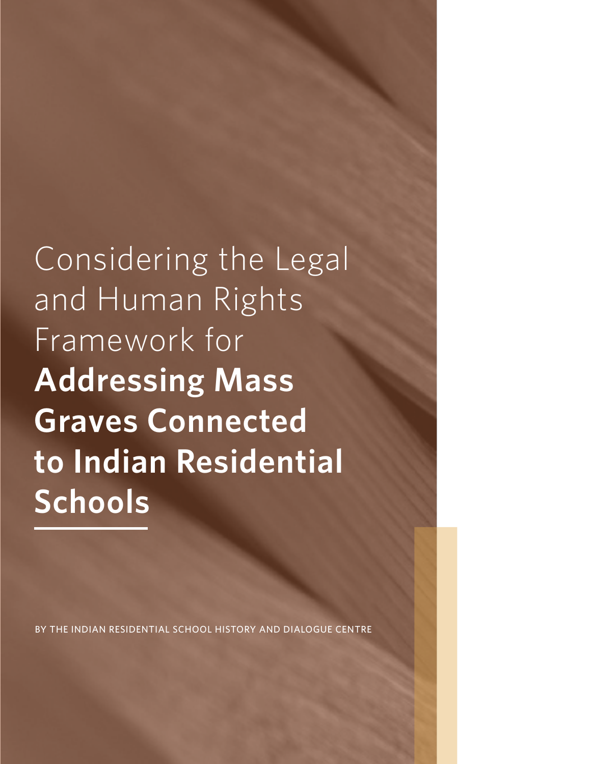# Considering the Legal and Human Rights Framework for **Addressing Mass Graves Connected to Indian Residential Schools**

BY THE INDIAN RESIDENTIAL SCHOOL HISTORY AND DIALOGUE CENTRE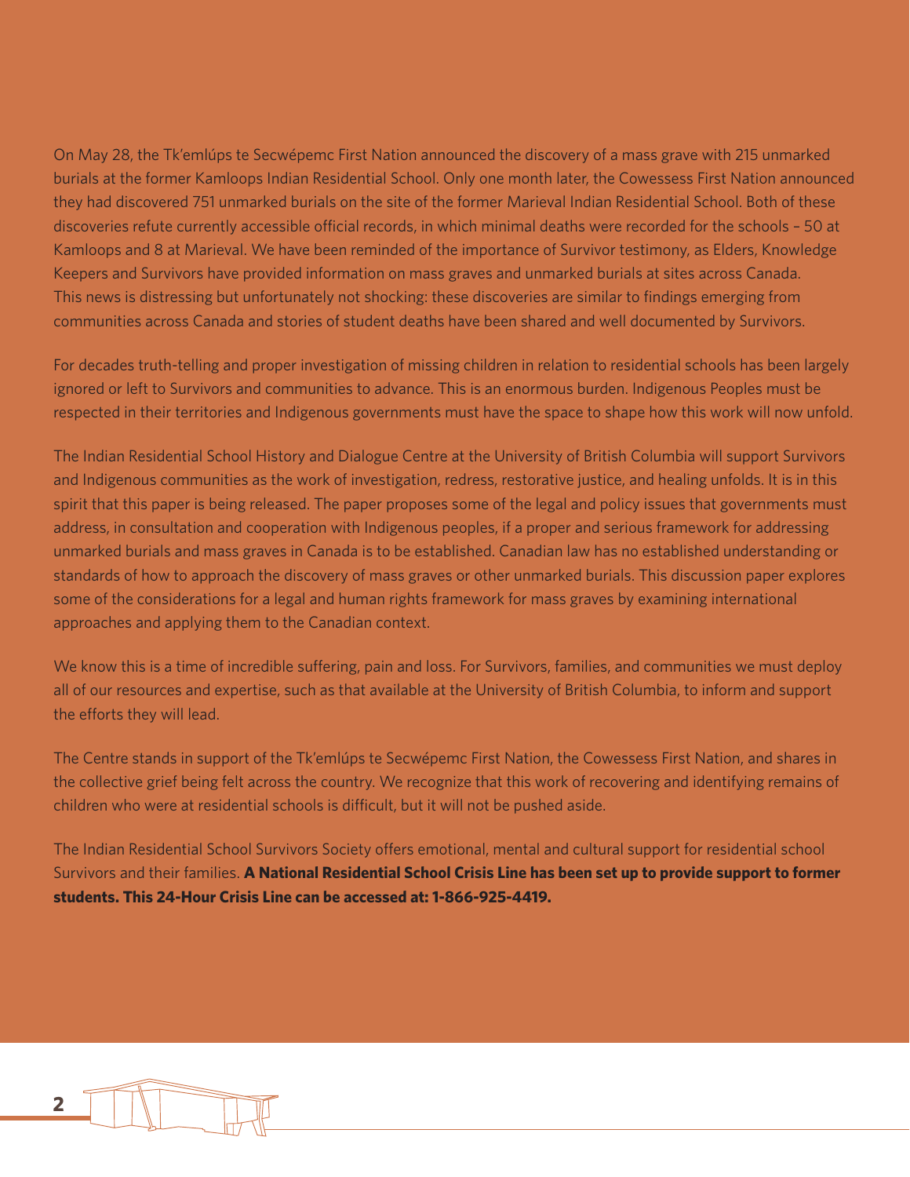On May 28, the Tk'emlúps te Secwépemc First Nation announced the discovery of a mass grave with 215 unmarked burials at the former Kamloops Indian Residential School. Only one month later, the Cowessess First Nation announced they had discovered 751 unmarked burials on the site of the former Marieval Indian Residential School. Both of these discoveries refute currently accessible official records, in which minimal deaths were recorded for the schools – 50 at Kamloops and 8 at Marieval. We have been reminded of the importance of Survivor testimony, as Elders, Knowledge Keepers and Survivors have provided information on mass graves and unmarked burials at sites across Canada. This news is distressing but unfortunately not shocking: these discoveries are similar to findings emerging from communities across Canada and stories of student deaths have been shared and well documented by Survivors.

For decades truth-telling and proper investigation of missing children in relation to residential schools has been largely ignored or left to Survivors and communities to advance. This is an enormous burden. Indigenous Peoples must be respected in their territories and Indigenous governments must have the space to shape how this work will now unfold.

The Indian Residential School History and Dialogue Centre at the University of British Columbia will support Survivors and Indigenous communities as the work of investigation, redress, restorative justice, and healing unfolds. It is in this spirit that this paper is being released. The paper proposes some of the legal and policy issues that governments must address, in consultation and cooperation with Indigenous peoples, if a proper and serious framework for addressing unmarked burials and mass graves in Canada is to be established. Canadian law has no established understanding or standards of how to approach the discovery of mass graves or other unmarked burials. This discussion paper explores some of the considerations for a legal and human rights framework for mass graves by examining international approaches and applying them to the Canadian context.

We know this is a time of incredible suffering, pain and loss. For Survivors, families, and communities we must deploy all of our resources and expertise, such as that available at the University of British Columbia, to inform and support the efforts they will lead.

The Centre stands in support of the Tk'emlúps te Secwépemc First Nation, the Cowessess First Nation, and shares in the collective grief being felt across the country. We recognize that this work of recovering and identifying remains of children who were at residential schools is difficult, but it will not be pushed aside.

The Indian Residential School Survivors Society offers emotional, mental and cultural support for residential school Survivors and their families. **A National Residential School Crisis Line has been set up to provide support to former students. This 24-Hour Crisis Line can be accessed at: 1-866-925-4419.**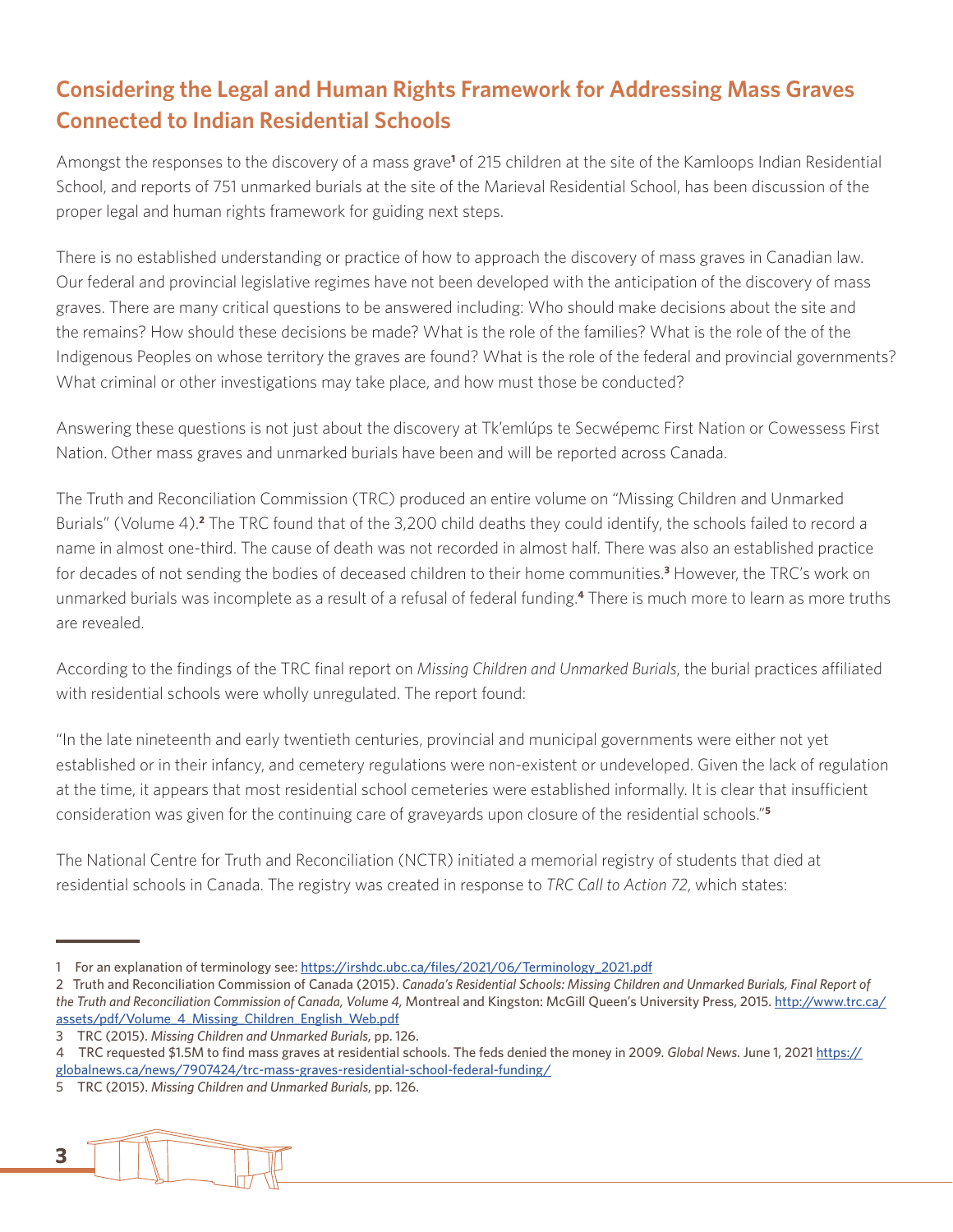## Considering the Legal and Human Rights Framework for Addressing Mass Graves Connected to Indian Residential Schools

Amongst the responses to the discovery of a mass grave[1] of 215 children at the site of the Kamloops Indian Residential School, and reports of 751 unmarked burials at the site of the Marieval Residential School, has been discussion of the proper legal and human rights framework for guiding next steps.

There is no established understanding or practice of how to approach the discovery of mass graves in Canadian law. Our federal and provincial legislative regimes have not been developed with the anticipation of the discovery of mass graves. There are many critical questions to be answered including: Who should make decisions about the site and the remains? How should these decisions be made? What is the role of the families? What is the role of the of the Indigenous Peoples on whose territory the graves are found? What is the role of the federal and provincial governments? What criminal or other investigations may take place, and how must those be conducted?

Answering these questions is not just about the discovery at Tk'emlúps te Secwépemc First Nation or Cowessess First Nation. Other mass graves and unmarked burials have been and will be reported across Canada.

The Truth and Reconciliation Commission (TRC) produced an entire volume on "Missing Children and Unmarked Burials" (Volume 4).[2] The TRC found that of the 3,200 child deaths they could identify, the schools failed to record a name in almost one-third. The cause of death was not recorded in almost half. There was also an established practice for decades of not sending the bodies of deceased children to their home communities.[3] However, the TRC's work on unmarked burials was incomplete as a result of a refusal of federal funding.[4] There is much more to learn as more truths are revealed.

According to the findings of the TRC final report on *Missing Children and Unmarked Burials*, the burial practices affiliated with residential schools were wholly unregulated. The report found:

"In the late nineteenth and early twentieth centuries, provincial and municipal governments were either not yet established or in their infancy, and cemetery regulations were non-existent or undeveloped. Given the lack of regulation at the time, it appears that most residential school cemeteries were established informally. It is clear that insufficient consideration was given for the continuing care of graveyards upon closure of the residential schools."[5]

The National Centre for Truth and Reconciliation (NCTR) initiated a memorial registry of students that died at residential schools in Canada. The registry was created in response to *TRC Call to Action 72*, which states:

---

1 For an explanation of terminology see: https://irshdc.ubc.ca/files/2021/06/Terminology_2021.pdf

2 Truth and Reconciliation Commission of Canada (2015). *Canada's Residential Schools: Missing Children and Unmarked Burials, Final Report of the Truth and Reconciliation Commission of Canada, Volume 4,* Montreal and Kingston: McGill Queen's University Press, 2015. http://www.trc.ca/assets/pdf/Volume_4_Missing_Children_English_Web.pdf

3 TRC (2015). *Missing Children and Unmarked Burials*, pp. 126.

4 TRC requested $1.5M to find mass graves at residential schools. The feds denied the money in 2009. *Global News.* June 1, 2021 https://globalnews.ca/news/7907424/trc-mass-graves-residential-school-federal-funding/

5 TRC (2015). *Missing Children and Unmarked Burials*, pp. 126.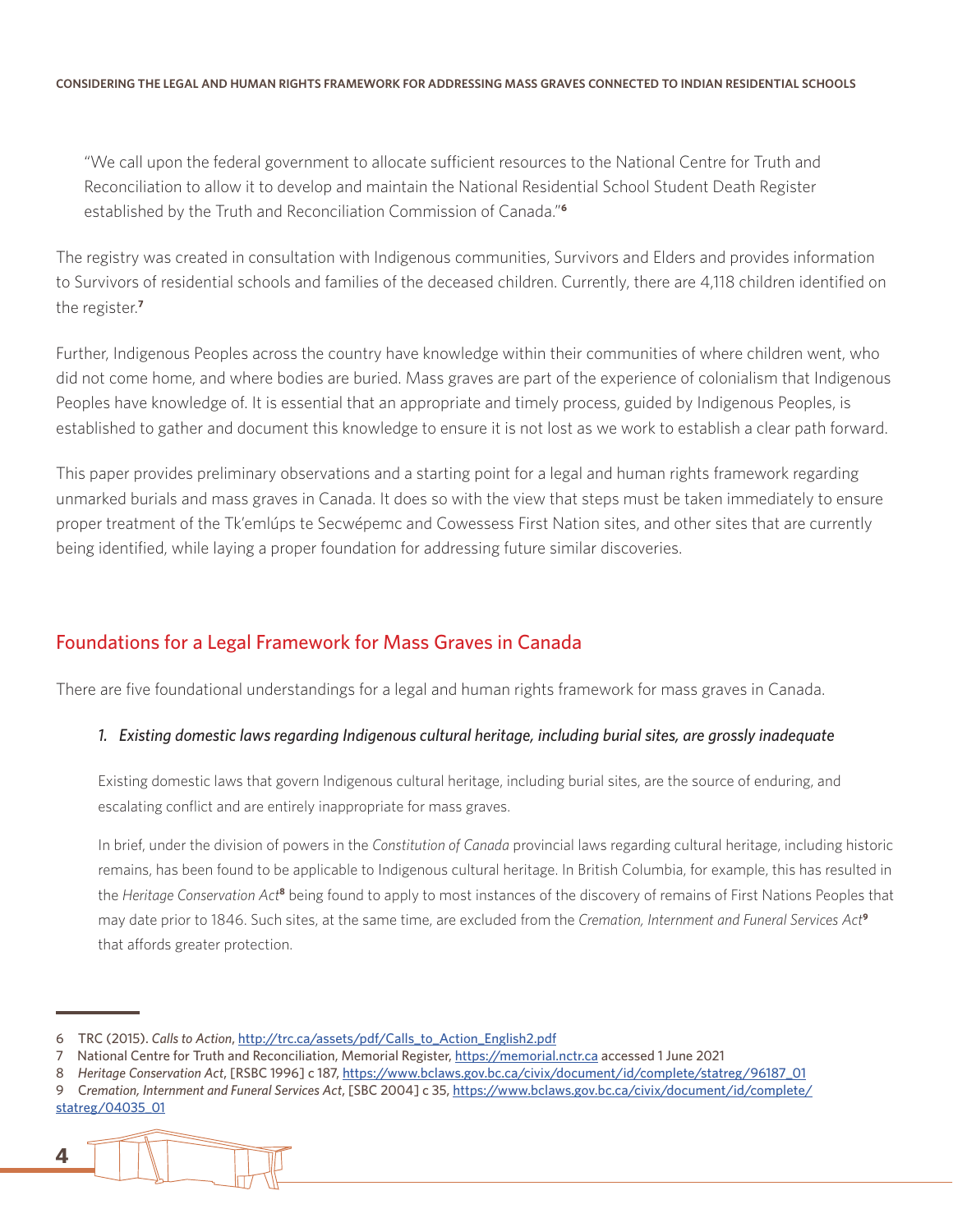> "We call upon the federal government to allocate sufficient resources to the National Centre for Truth and Reconciliation to allow it to develop and maintain the National Residential School Student Death Register established by the Truth and Reconciliation Commission of Canada."[6]

The registry was created in consultation with Indigenous communities, Survivors and Elders and provides information to Survivors of residential schools and families of the deceased children. Currently, there are 4,118 children identified on the register.[7]

Further, Indigenous Peoples across the country have knowledge within their communities of where children went, who did not come home, and where bodies are buried. Mass graves are part of the experience of colonialism that Indigenous Peoples have knowledge of. It is essential that an appropriate and timely process, guided by Indigenous Peoples, is established to gather and document this knowledge to ensure it is not lost as we work to establish a clear path forward.

This paper provides preliminary observations and a starting point for a legal and human rights framework regarding unmarked burials and mass graves in Canada. It does so with the view that steps must be taken immediately to ensure proper treatment of the Tk'emlúps te Secwépemc and Cowessess First Nation sites, and other sites that are currently being identified, while laying a proper foundation for addressing future similar discoveries.

## Foundations for a Legal Framework for Mass Graves in Canada

There are five foundational understandings for a legal and human rights framework for mass graves in Canada.

### *1. Existing domestic laws regarding Indigenous cultural heritage, including burial sites, are grossly inadequate*

Existing domestic laws that govern Indigenous cultural heritage, including burial sites, are the source of enduring, and escalating conflict and are entirely inappropriate for mass graves.

In brief, under the division of powers in the *Constitution of Canada* provincial laws regarding cultural heritage, including historic remains, has been found to be applicable to Indigenous cultural heritage. In British Columbia, for example, this has resulted in the *Heritage Conservation Act*[8] being found to apply to most instances of the discovery of remains of First Nations Peoples that may date prior to 1846. Such sites, at the same time, are excluded from the *Cremation, Internment and Funeral Services Act*[9] that affords greater protection.

---

6 TRC (2015). *Calls to Action*, http://trc.ca/assets/pdf/Calls_to_Action_English2.pdf

7 National Centre for Truth and Reconciliation, Memorial Register, https://memorial.nctr.ca accessed 1 June 2021

8 *Heritage Conservation Act*, [RSBC 1996] c 187, https://www.bclaws.gov.bc.ca/civix/document/id/complete/statreg/96187_01

9 *Cremation, Internment and Funeral Services Act*, [SBC 2004] c 35, https://www.bclaws.gov.bc.ca/civix/document/id/complete/statreg/04035_01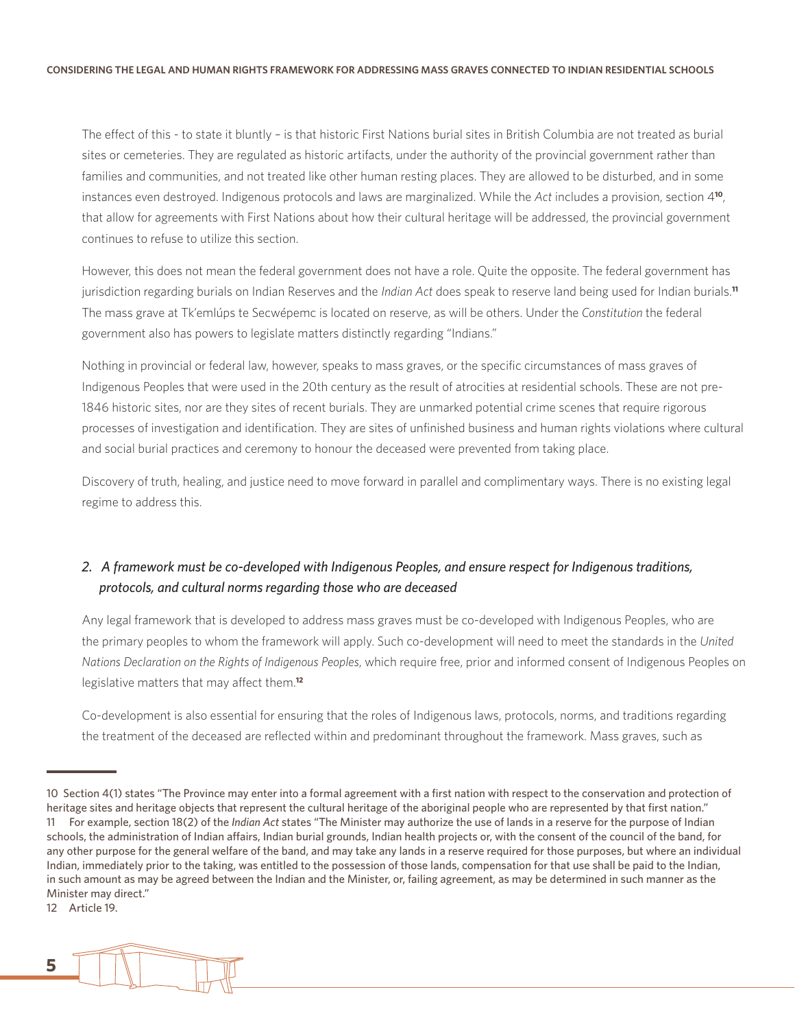The effect of this - to state it bluntly – is that historic First Nations burial sites in British Columbia are not treated as burial sites or cemeteries. They are regulated as historic artifacts, under the authority of the provincial government rather than families and communities, and not treated like other human resting places. They are allowed to be disturbed, and in some instances even destroyed. Indigenous protocols and laws are marginalized. While the *Act* includes a provision, section 4[10], that allow for agreements with First Nations about how their cultural heritage will be addressed, the provincial government continues to refuse to utilize this section.

However, this does not mean the federal government does not have a role. Quite the opposite. The federal government has jurisdiction regarding burials on Indian Reserves and the *Indian Act* does speak to reserve land being used for Indian burials.[11] The mass grave at Tk'emlúps te Secwépemc is located on reserve, as will be others. Under the *Constitution* the federal government also has powers to legislate matters distinctly regarding "Indians."

Nothing in provincial or federal law, however, speaks to mass graves, or the specific circumstances of mass graves of Indigenous Peoples that were used in the 20th century as the result of atrocities at residential schools. These are not pre-1846 historic sites, nor are they sites of recent burials. They are unmarked potential crime scenes that require rigorous processes of investigation and identification. They are sites of unfinished business and human rights violations where cultural and social burial practices and ceremony to honour the deceased were prevented from taking place.

Discovery of truth, healing, and justice need to move forward in parallel and complimentary ways. There is no existing legal regime to address this.

### *2. A framework must be co-developed with Indigenous Peoples, and ensure respect for Indigenous traditions, protocols, and cultural norms regarding those who are deceased*

Any legal framework that is developed to address mass graves must be co-developed with Indigenous Peoples, who are the primary peoples to whom the framework will apply. Such co-development will need to meet the standards in the *United Nations Declaration on the Rights of Indigenous Peoples*, which require free, prior and informed consent of Indigenous Peoples on legislative matters that may affect them.[12]

Co-development is also essential for ensuring that the roles of Indigenous laws, protocols, norms, and traditions regarding the treatment of the deceased are reflected within and predominant throughout the framework. Mass graves, such as

---

10 Section 4(1) states "The Province may enter into a formal agreement with a first nation with respect to the conservation and protection of heritage sites and heritage objects that represent the cultural heritage of the aboriginal people who are represented by that first nation."

11 For example, section 18(2) of the *Indian Act* states "The Minister may authorize the use of lands in a reserve for the purpose of Indian schools, the administration of Indian affairs, Indian burial grounds, Indian health projects or, with the consent of the council of the band, for any other purpose for the general welfare of the band, and may take any lands in a reserve required for those purposes, but where an individual Indian, immediately prior to the taking, was entitled to the possession of those lands, compensation for that use shall be paid to the Indian, in such amount as may be agreed between the Indian and the Minister, or, failing agreement, as may be determined in such manner as the Minister may direct."

12 Article 19.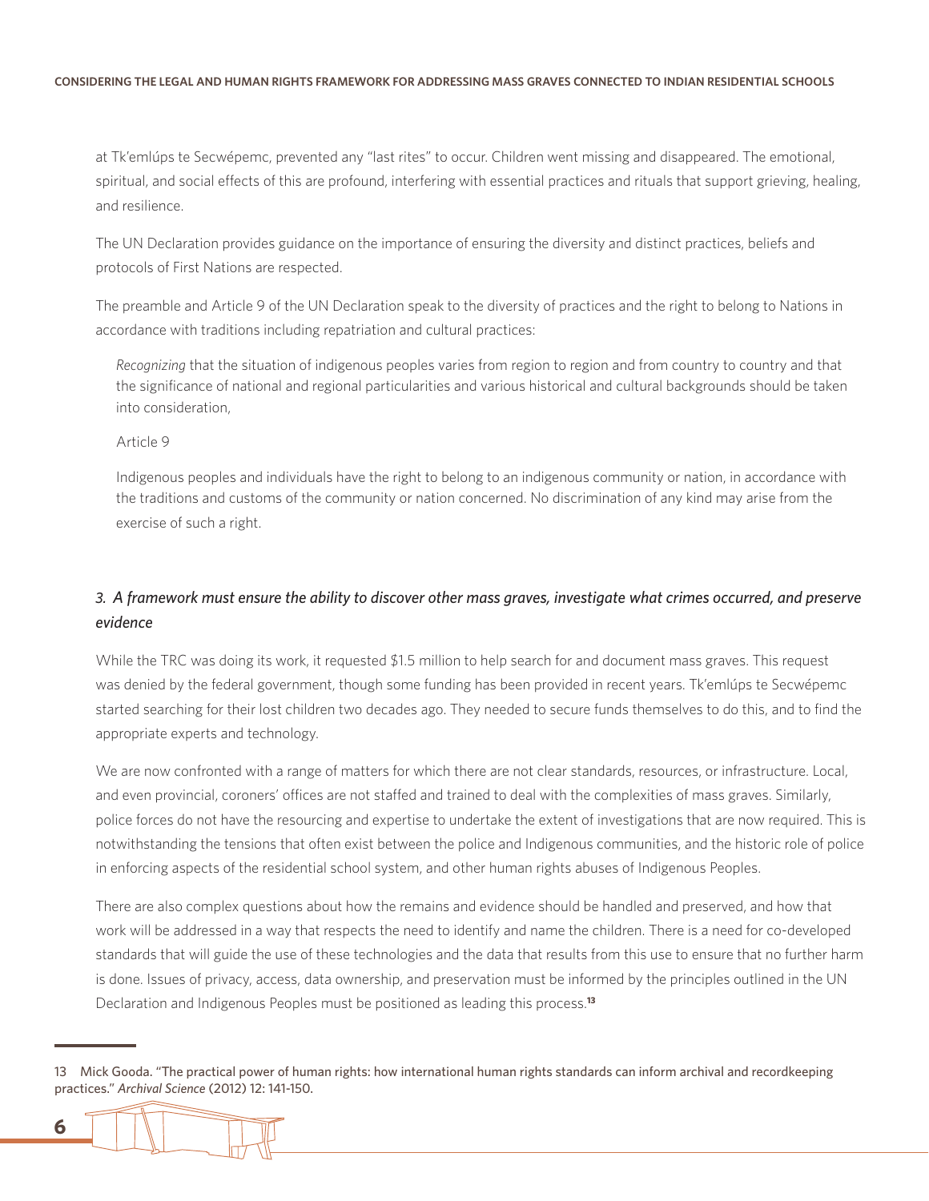at Tk'emlúps te Secwépemc, prevented any "last rites" to occur. Children went missing and disappeared. The emotional, spiritual, and social effects of this are profound, interfering with essential practices and rituals that support grieving, healing, and resilience.

The UN Declaration provides guidance on the importance of ensuring the diversity and distinct practices, beliefs and protocols of First Nations are respected.

The preamble and Article 9 of the UN Declaration speak to the diversity of practices and the right to belong to Nations in accordance with traditions including repatriation and cultural practices:

> *Recognizing* that the situation of indigenous peoples varies from region to region and from country to country and that the significance of national and regional particularities and various historical and cultural backgrounds should be taken into consideration,
>
> Article 9
>
> Indigenous peoples and individuals have the right to belong to an indigenous community or nation, in accordance with the traditions and customs of the community or nation concerned. No discrimination of any kind may arise from the exercise of such a right.

### *3. A framework must ensure the ability to discover other mass graves, investigate what crimes occurred, and preserve evidence*

While the TRC was doing its work, it requested $1.5 million to help search for and document mass graves. This request was denied by the federal government, though some funding has been provided in recent years. Tk'emlúps te Secwépemc started searching for their lost children two decades ago. They needed to secure funds themselves to do this, and to find the appropriate experts and technology.

We are now confronted with a range of matters for which there are not clear standards, resources, or infrastructure. Local, and even provincial, coroners' offices are not staffed and trained to deal with the complexities of mass graves. Similarly, police forces do not have the resourcing and expertise to undertake the extent of investigations that are now required. This is notwithstanding the tensions that often exist between the police and Indigenous communities, and the historic role of police in enforcing aspects of the residential school system, and other human rights abuses of Indigenous Peoples.

There are also complex questions about how the remains and evidence should be handled and preserved, and how that work will be addressed in a way that respects the need to identify and name the children. There is a need for co-developed standards that will guide the use of these technologies and the data that results from this use to ensure that no further harm is done. Issues of privacy, access, data ownership, and preservation must be informed by the principles outlined in the UN Declaration and Indigenous Peoples must be positioned as leading this process.[13]

---

13 Mick Gooda. "The practical power of human rights: how international human rights standards can inform archival and recordkeeping practices." *Archival Science* (2012) 12: 141-150.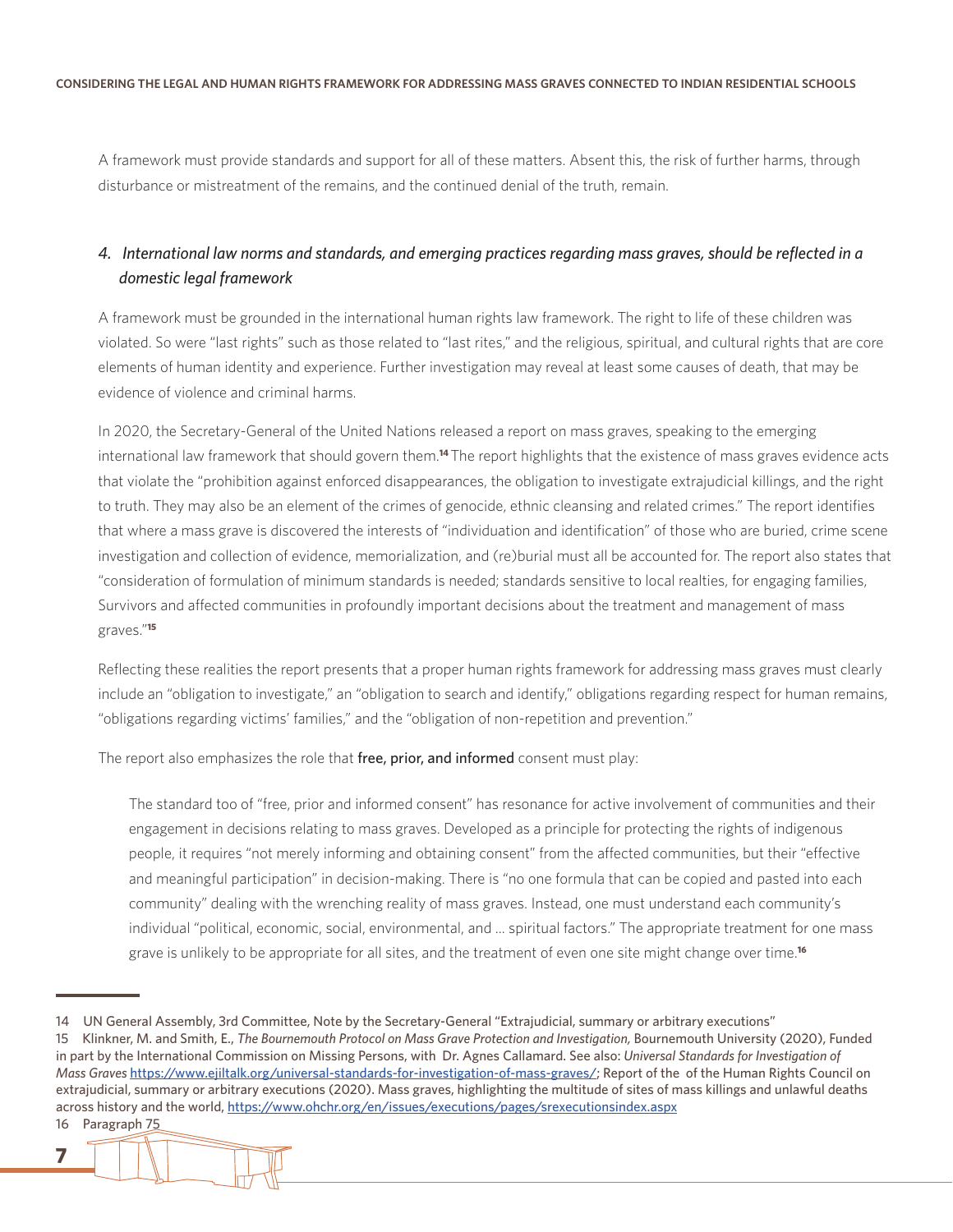A framework must provide standards and support for all of these matters. Absent this, the risk of further harms, through disturbance or mistreatment of the remains, and the continued denial of the truth, remain.

### *4. International law norms and standards, and emerging practices regarding mass graves, should be reflected in a domestic legal framework*

A framework must be grounded in the international human rights law framework. The right to life of these children was violated. So were "last rights" such as those related to "last rites," and the religious, spiritual, and cultural rights that are core elements of human identity and experience. Further investigation may reveal at least some causes of death, that may be evidence of violence and criminal harms.

In 2020, the Secretary-General of the United Nations released a report on mass graves, speaking to the emerging international law framework that should govern them.[14] The report highlights that the existence of mass graves evidence acts that violate the "prohibition against enforced disappearances, the obligation to investigate extrajudicial killings, and the right to truth. They may also be an element of the crimes of genocide, ethnic cleansing and related crimes." The report identifies that where a mass grave is discovered the interests of "individuation and identification" of those who are buried, crime scene investigation and collection of evidence, memorialization, and (re)burial must all be accounted for. The report also states that "consideration of formulation of minimum standards is needed; standards sensitive to local realties, for engaging families, Survivors and affected communities in profoundly important decisions about the treatment and management of mass graves."[15]

Reflecting these realities the report presents that a proper human rights framework for addressing mass graves must clearly include an "obligation to investigate," an "obligation to search and identify," obligations regarding respect for human remains, "obligations regarding victims' families," and the "obligation of non-repetition and prevention."

The report also emphasizes the role that **free, prior, and informed** consent must play:

> The standard too of "free, prior and informed consent" has resonance for active involvement of communities and their engagement in decisions relating to mass graves. Developed as a principle for protecting the rights of indigenous people, it requires "not merely informing and obtaining consent" from the affected communities, but their "effective and meaningful participation" in decision-making. There is "no one formula that can be copied and pasted into each community" dealing with the wrenching reality of mass graves. Instead, one must understand each community's individual "political, economic, social, environmental, and … spiritual factors." The appropriate treatment for one mass grave is unlikely to be appropriate for all sites, and the treatment of even one site might change over time.[16]

---

14 UN General Assembly, 3rd Committee, Note by the Secretary-General "Extrajudicial, summary or arbitrary executions"

15 Klinkner, M. and Smith, E., *The Bournemouth Protocol on Mass Grave Protection and Investigation,* Bournemouth University (2020), Funded in part by the International Commission on Missing Persons, with Dr. Agnes Callamard. See also: *Universal Standards for Investigation of Mass Graves* https://www.ejiltalk.org/universal-standards-for-investigation-of-mass-graves/; Report of the of the Human Rights Council on extrajudicial, summary or arbitrary executions (2020). Mass graves, highlighting the multitude of sites of mass killings and unlawful deaths across history and the world, https://www.ohchr.org/en/issues/executions/pages/srexecutionsindex.aspx

16 Paragraph 75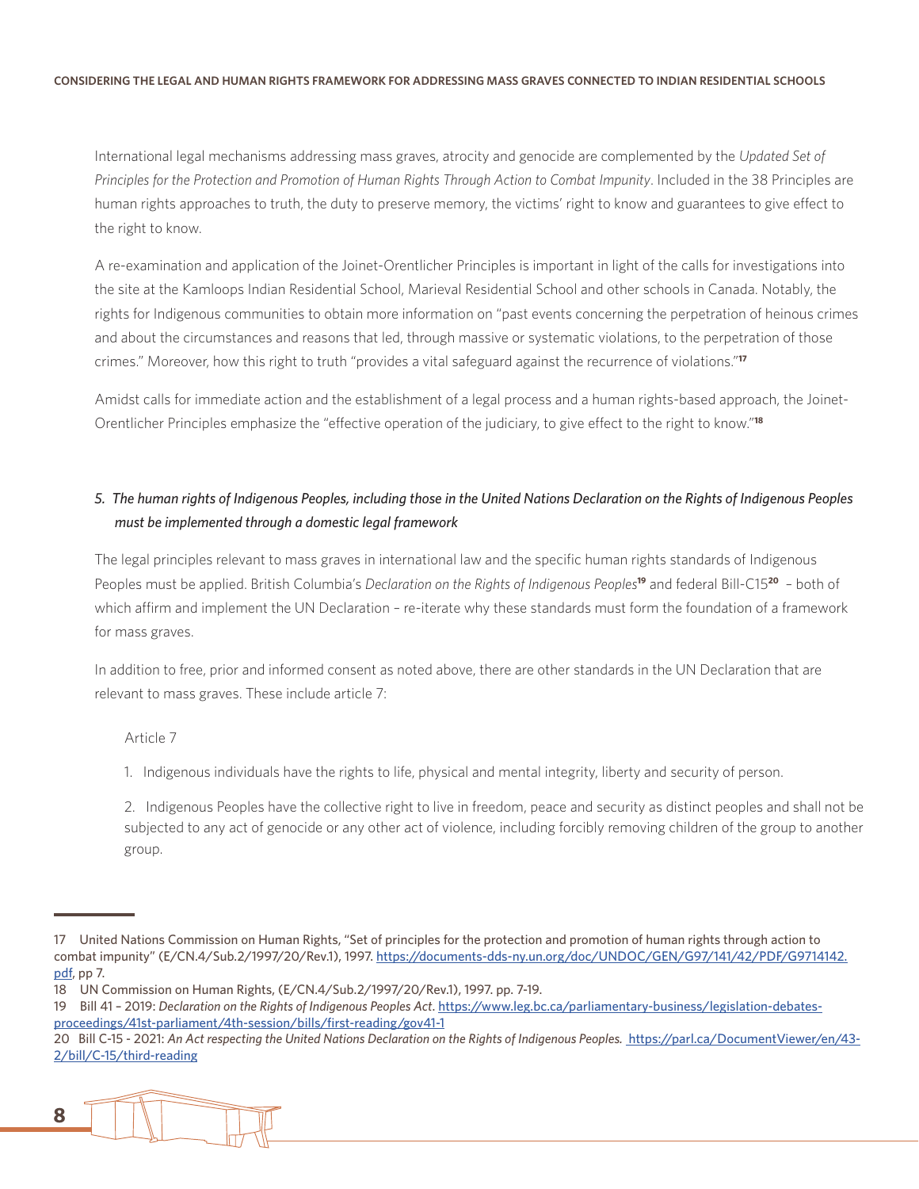International legal mechanisms addressing mass graves, atrocity and genocide are complemented by the *Updated Set of Principles for the Protection and Promotion of Human Rights Through Action to Combat Impunity*. Included in the 38 Principles are human rights approaches to truth, the duty to preserve memory, the victims' right to know and guarantees to give effect to the right to know.

A re-examination and application of the Joinet-Orentlicher Principles is important in light of the calls for investigations into the site at the Kamloops Indian Residential School, Marieval Residential School and other schools in Canada. Notably, the rights for Indigenous communities to obtain more information on "past events concerning the perpetration of heinous crimes and about the circumstances and reasons that led, through massive or systematic violations, to the perpetration of those crimes." Moreover, how this right to truth "provides a vital safeguard against the recurrence of violations."[17]

Amidst calls for immediate action and the establishment of a legal process and a human rights-based approach, the Joinet-Orentlicher Principles emphasize the "effective operation of the judiciary, to give effect to the right to know."[18]

### *5. The human rights of Indigenous Peoples, including those in the United Nations Declaration on the Rights of Indigenous Peoples must be implemented through a domestic legal framework*

The legal principles relevant to mass graves in international law and the specific human rights standards of Indigenous Peoples must be applied. British Columbia's *Declaration on the Rights of Indigenous Peoples*[19] and federal Bill-C15[20] – both of which affirm and implement the UN Declaration – re-iterate why these standards must form the foundation of a framework for mass graves.

In addition to free, prior and informed consent as noted above, there are other standards in the UN Declaration that are relevant to mass graves. These include article 7:

> Article 7
>
> 1. Indigenous individuals have the rights to life, physical and mental integrity, liberty and security of person.
>
> 2. Indigenous Peoples have the collective right to live in freedom, peace and security as distinct peoples and shall not be subjected to any act of genocide or any other act of violence, including forcibly removing children of the group to another group.

---

17 United Nations Commission on Human Rights, "Set of principles for the protection and promotion of human rights through action to combat impunity" (E/CN.4/Sub.2/1997/20/Rev.1), 1997. https://documents-dds-ny.un.org/doc/UNDOC/GEN/G97/141/42/PDF/G9714142.pdf, pp 7.

18 UN Commission on Human Rights, (E/CN.4/Sub.2/1997/20/Rev.1), 1997. pp. 7-19.

19 Bill 41 – 2019: *Declaration on the Rights of Indigenous Peoples Act*. https://www.leg.bc.ca/parliamentary-business/legislation-debates-proceedings/41st-parliament/4th-session/bills/first-reading/gov41-1

20 Bill C-15 - 2021: *An Act respecting the United Nations Declaration on the Rights of Indigenous Peoples.* https://parl.ca/DocumentViewer/en/43-2/bill/C-15/third-reading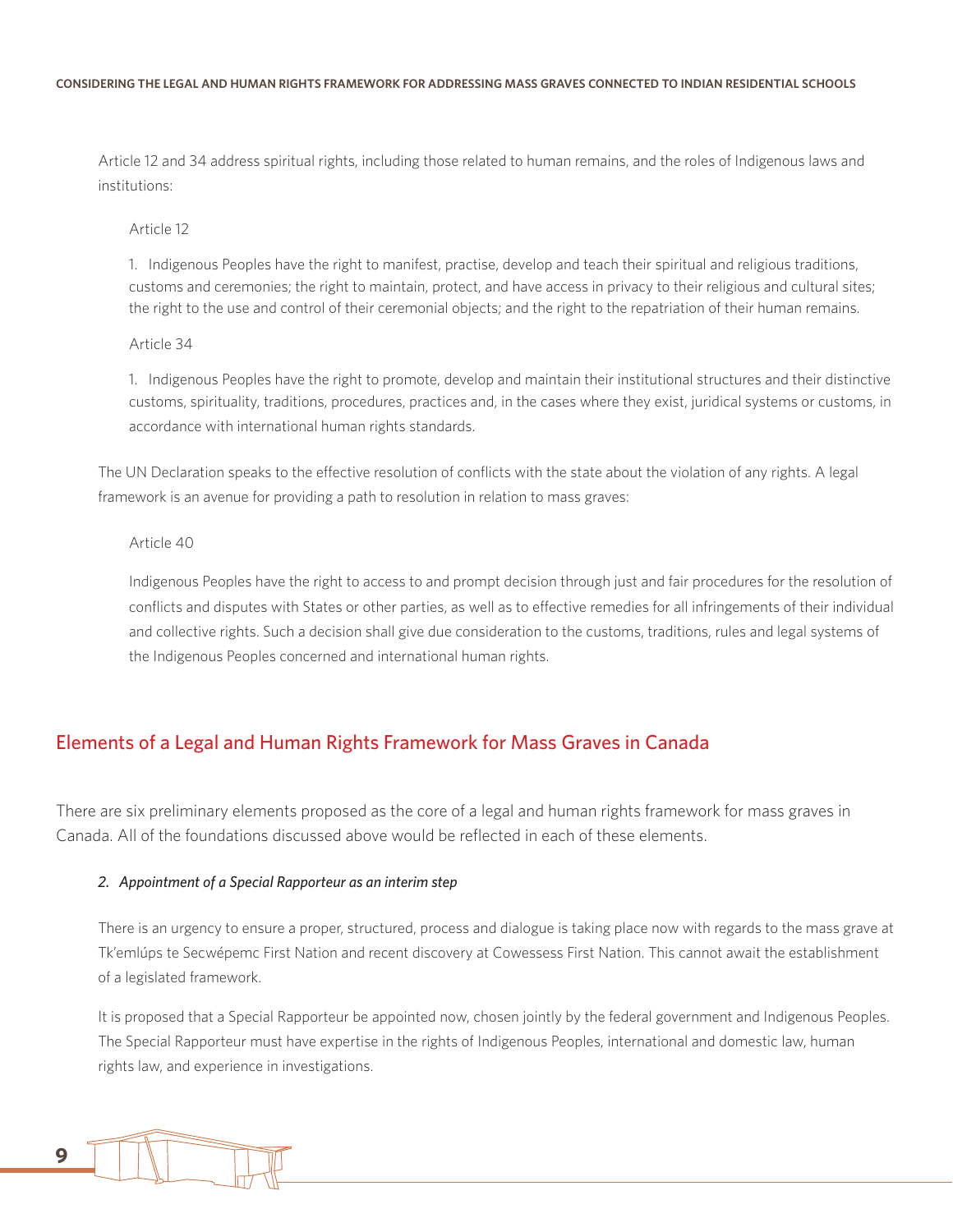Article 12 and 34 address spiritual rights, including those related to human remains, and the roles of Indigenous laws and institutions:

> Article 12
>
> 1. Indigenous Peoples have the right to manifest, practise, develop and teach their spiritual and religious traditions, customs and ceremonies; the right to maintain, protect, and have access in privacy to their religious and cultural sites; the right to the use and control of their ceremonial objects; and the right to the repatriation of their human remains.
>
> Article 34
>
> 1. Indigenous Peoples have the right to promote, develop and maintain their institutional structures and their distinctive customs, spirituality, traditions, procedures, practices and, in the cases where they exist, juridical systems or customs, in accordance with international human rights standards.

The UN Declaration speaks to the effective resolution of conflicts with the state about the violation of any rights. A legal framework is an avenue for providing a path to resolution in relation to mass graves:

> Article 40
>
> Indigenous Peoples have the right to access to and prompt decision through just and fair procedures for the resolution of conflicts and disputes with States or other parties, as well as to effective remedies for all infringements of their individual and collective rights. Such a decision shall give due consideration to the customs, traditions, rules and legal systems of the Indigenous Peoples concerned and international human rights.

## Elements of a Legal and Human Rights Framework for Mass Graves in Canada

There are six preliminary elements proposed as the core of a legal and human rights framework for mass graves in Canada. All of the foundations discussed above would be reflected in each of these elements.

### *2. Appointment of a Special Rapporteur as an interim step*

There is an urgency to ensure a proper, structured, process and dialogue is taking place now with regards to the mass grave at Tk'emlúps te Secwépemc First Nation and recent discovery at Cowessess First Nation. This cannot await the establishment of a legislated framework.

It is proposed that a Special Rapporteur be appointed now, chosen jointly by the federal government and Indigenous Peoples. The Special Rapporteur must have expertise in the rights of Indigenous Peoples, international and domestic law, human rights law, and experience in investigations.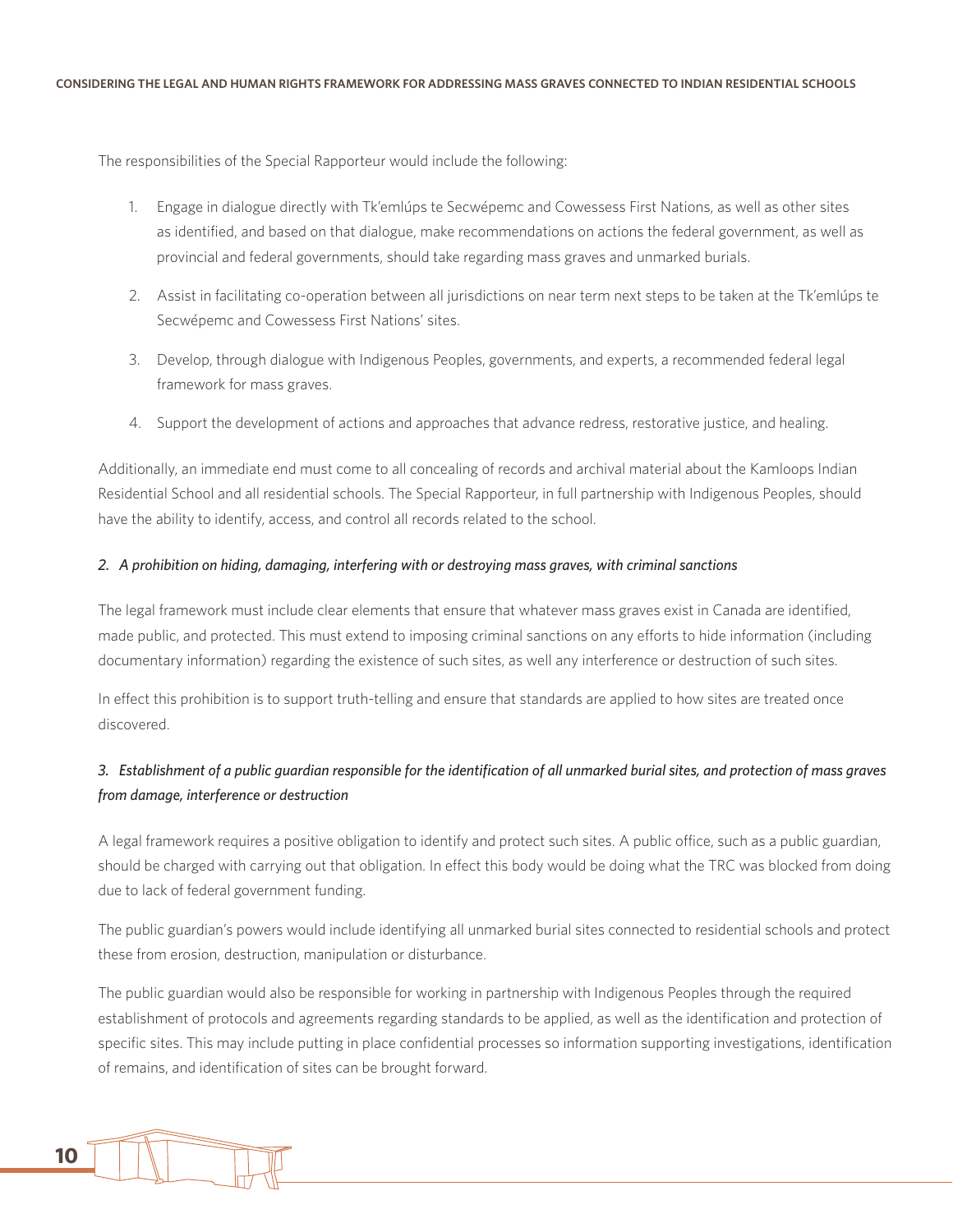The responsibilities of the Special Rapporteur would include the following:

1. Engage in dialogue directly with Tk'emlúps te Secwépemc and Cowessess First Nations, as well as other sites as identified, and based on that dialogue, make recommendations on actions the federal government, as well as provincial and federal governments, should take regarding mass graves and unmarked burials.
2. Assist in facilitating co-operation between all jurisdictions on near term next steps to be taken at the Tk'emlúps te Secwépemc and Cowessess First Nations' sites.
3. Develop, through dialogue with Indigenous Peoples, governments, and experts, a recommended federal legal framework for mass graves.
4. Support the development of actions and approaches that advance redress, restorative justice, and healing.

Additionally, an immediate end must come to all concealing of records and archival material about the Kamloops Indian Residential School and all residential schools. The Special Rapporteur, in full partnership with Indigenous Peoples, should have the ability to identify, access, and control all records related to the school.

### *2. A prohibition on hiding, damaging, interfering with or destroying mass graves, with criminal sanctions*

The legal framework must include clear elements that ensure that whatever mass graves exist in Canada are identified, made public, and protected. This must extend to imposing criminal sanctions on any efforts to hide information (including documentary information) regarding the existence of such sites, as well any interference or destruction of such sites.

In effect this prohibition is to support truth-telling and ensure that standards are applied to how sites are treated once discovered.

### *3. Establishment of a public guardian responsible for the identification of all unmarked burial sites, and protection of mass graves from damage, interference or destruction*

A legal framework requires a positive obligation to identify and protect such sites. A public office, such as a public guardian, should be charged with carrying out that obligation. In effect this body would be doing what the TRC was blocked from doing due to lack of federal government funding.

The public guardian's powers would include identifying all unmarked burial sites connected to residential schools and protect these from erosion, destruction, manipulation or disturbance.

The public guardian would also be responsible for working in partnership with Indigenous Peoples through the required establishment of protocols and agreements regarding standards to be applied, as well as the identification and protection of specific sites. This may include putting in place confidential processes so information supporting investigations, identification of remains, and identification of sites can be brought forward.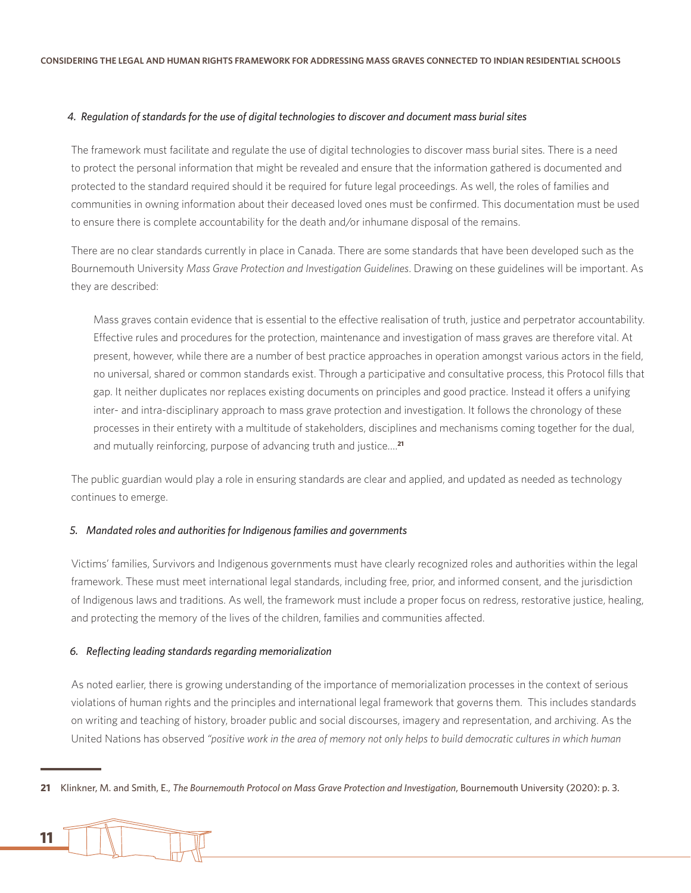*4. Regulation of standards for the use of digital technologies to discover and document mass burial sites*

The framework must facilitate and regulate the use of digital technologies to discover mass burial sites. There is a need to protect the personal information that might be revealed and ensure that the information gathered is documented and protected to the standard required should it be required for future legal proceedings. As well, the roles of families and communities in owning information about their deceased loved ones must be confirmed. This documentation must be used to ensure there is complete accountability for the death and/or inhumane disposal of the remains.

There are no clear standards currently in place in Canada. There are some standards that have been developed such as the Bournemouth University *Mass Grave Protection and Investigation Guidelines*. Drawing on these guidelines will be important. As they are described:

> Mass graves contain evidence that is essential to the effective realisation of truth, justice and perpetrator accountability. Effective rules and procedures for the protection, maintenance and investigation of mass graves are therefore vital. At present, however, while there are a number of best practice approaches in operation amongst various actors in the field, no universal, shared or common standards exist. Through a participative and consultative process, this Protocol fills that gap. It neither duplicates nor replaces existing documents on principles and good practice. Instead it offers a unifying inter- and intra-disciplinary approach to mass grave protection and investigation. It follows the chronology of these processes in their entirety with a multitude of stakeholders, disciplines and mechanisms coming together for the dual, and mutually reinforcing, purpose of advancing truth and justice….[21]

The public guardian would play a role in ensuring standards are clear and applied, and updated as needed as technology continues to emerge.

*5. Mandated roles and authorities for Indigenous families and governments*

Victims' families, Survivors and Indigenous governments must have clearly recognized roles and authorities within the legal framework. These must meet international legal standards, including free, prior, and informed consent, and the jurisdiction of Indigenous laws and traditions. As well, the framework must include a proper focus on redress, restorative justice, healing, and protecting the memory of the lives of the children, families and communities affected.

*6. Reflecting leading standards regarding memorialization*

As noted earlier, there is growing understanding of the importance of memorialization processes in the context of serious violations of human rights and the principles and international legal framework that governs them. This includes standards on writing and teaching of history, broader public and social discourses, imagery and representation, and archiving. As the United Nations has observed *"positive work in the area of memory not only helps to build democratic cultures in which human*

---

[21] Klinkner, M. and Smith, E., *The Bournemouth Protocol on Mass Grave Protection and Investigation*, Bournemouth University (2020): p. 3.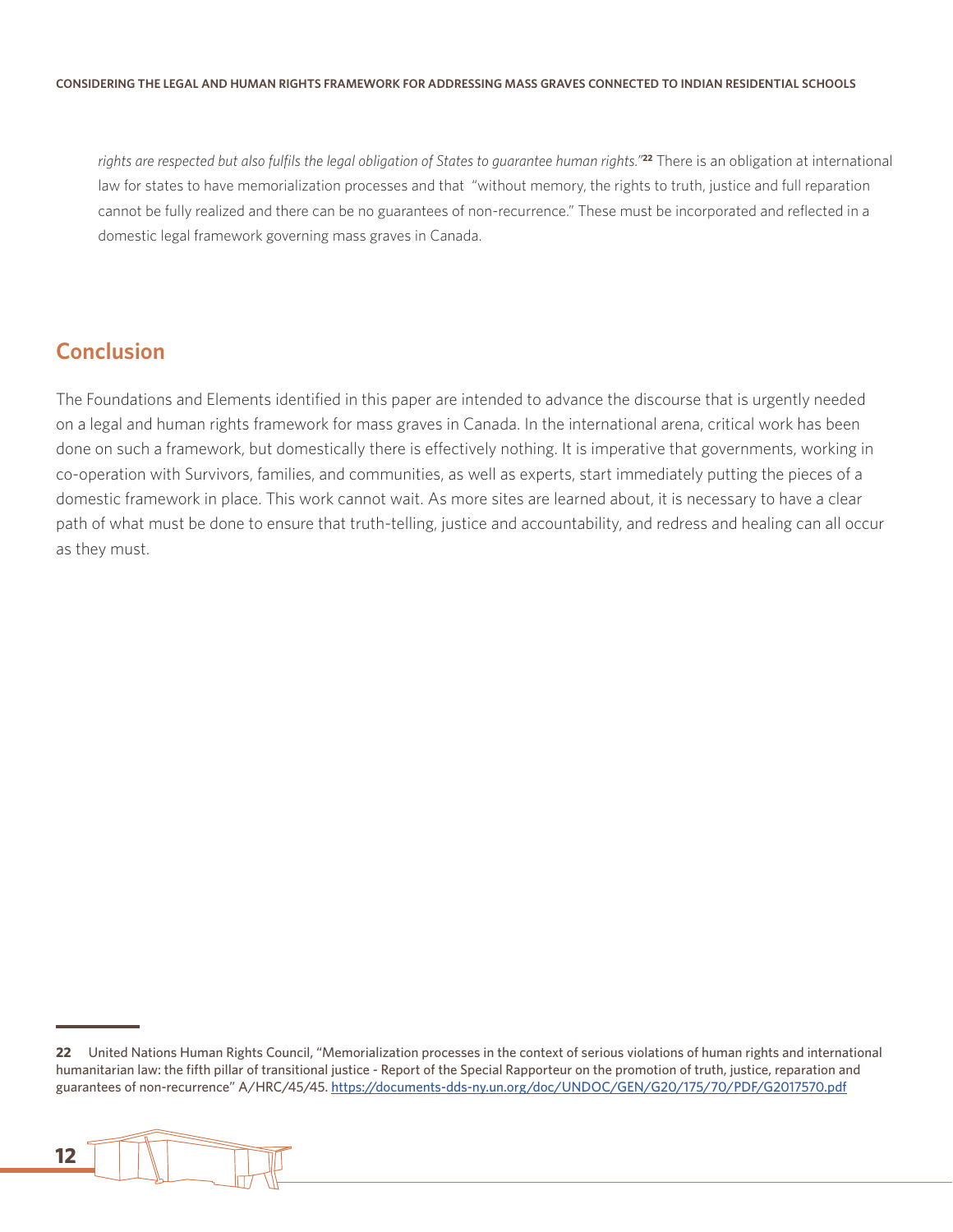*rights are respected but also fulfils the legal obligation of States to guarantee human rights."*[22] There is an obligation at international law for states to have memorialization processes and that "without memory, the rights to truth, justice and full reparation cannot be fully realized and there can be no guarantees of non-recurrence." These must be incorporated and reflected in a domestic legal framework governing mass graves in Canada.

## Conclusion

The Foundations and Elements identified in this paper are intended to advance the discourse that is urgently needed on a legal and human rights framework for mass graves in Canada. In the international arena, critical work has been done on such a framework, but domestically there is effectively nothing. It is imperative that governments, working in co-operation with Survivors, families, and communities, as well as experts, start immediately putting the pieces of a domestic framework in place. This work cannot wait. As more sites are learned about, it is necessary to have a clear path of what must be done to ensure that truth-telling, justice and accountability, and redress and healing can all occur as they must.

---

**22** United Nations Human Rights Council, "Memorialization processes in the context of serious violations of human rights and international humanitarian law: the fifth pillar of transitional justice - Report of the Special Rapporteur on the promotion of truth, justice, reparation and guarantees of non-recurrence" A/HRC/45/45. https://documents-dds-ny.un.org/doc/UNDOC/GEN/G20/175/70/PDF/G2017570.pdf